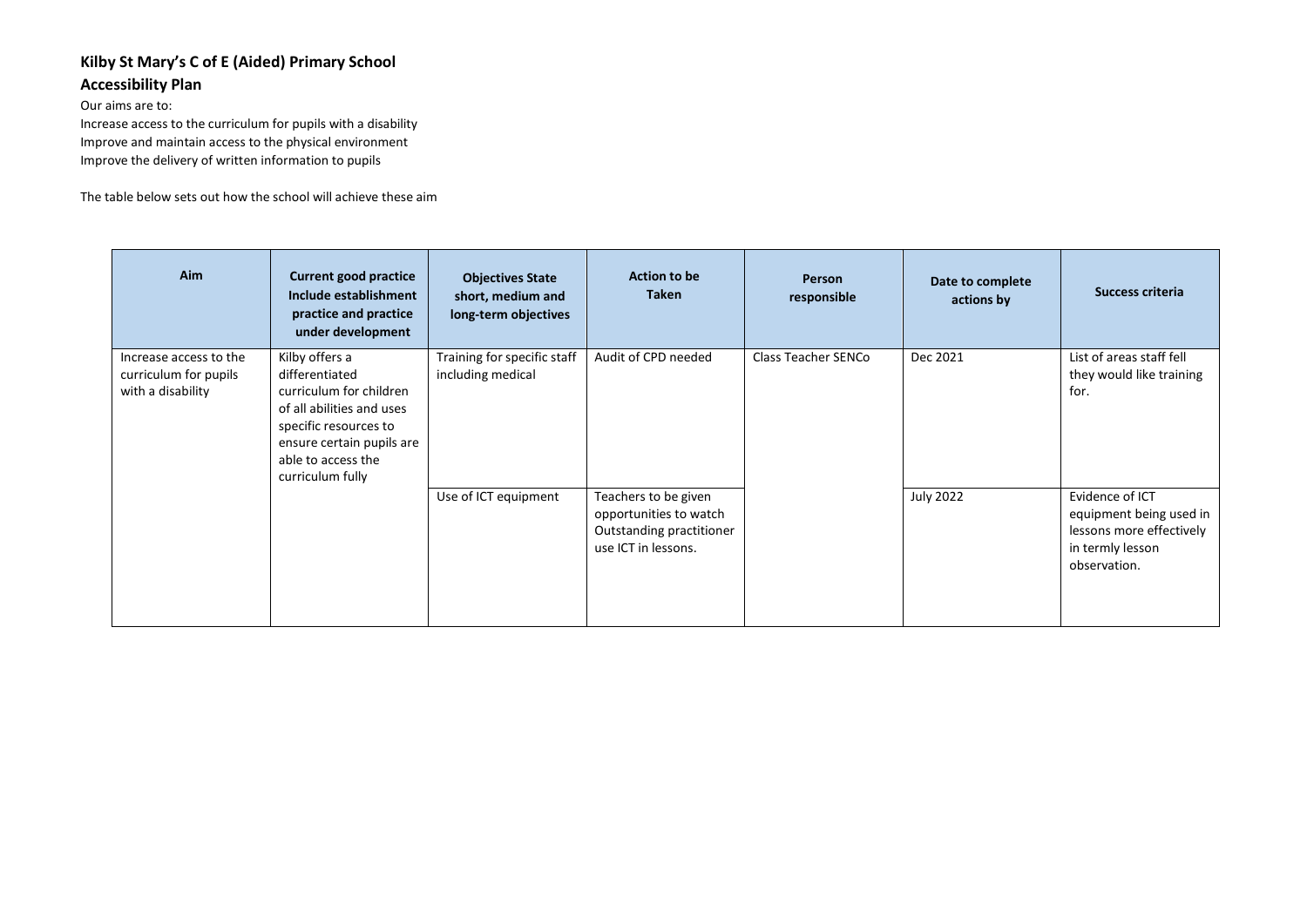# Kilby St Mary's C of E (Aided) Primary School

## Accessibility Plan

Our aims are to:

Increase access to the curriculum for pupils with a disability
Improve and maintain access to the physical environment
Improve the delivery of written information to pupils

The table below sets out how the school will achieve these aim

| Aim | Current good practice Include establishment practice and practice under development | Objectives State short, medium and long-term objectives | Action to be Taken | Person responsible | Date to complete actions by | Success criteria |
|---|---|---|---|---|---|---|
| Increase access to the curriculum for pupils with a disability | Kilby offers a differentiated curriculum for children of all abilities and uses specific resources to ensure certain pupils are able to access the curriculum fully | Training for specific staff including medical | Audit of CPD needed | Class Teacher SENCo | Dec 2021 | List of areas staff fell they would like training for. |
| | | Use of ICT equipment | Teachers to be given opportunities to watch Outstanding practitioner use ICT in lessons. | | July 2022 | Evidence of ICT equipment being used in lessons more effectively in termly lesson observation. |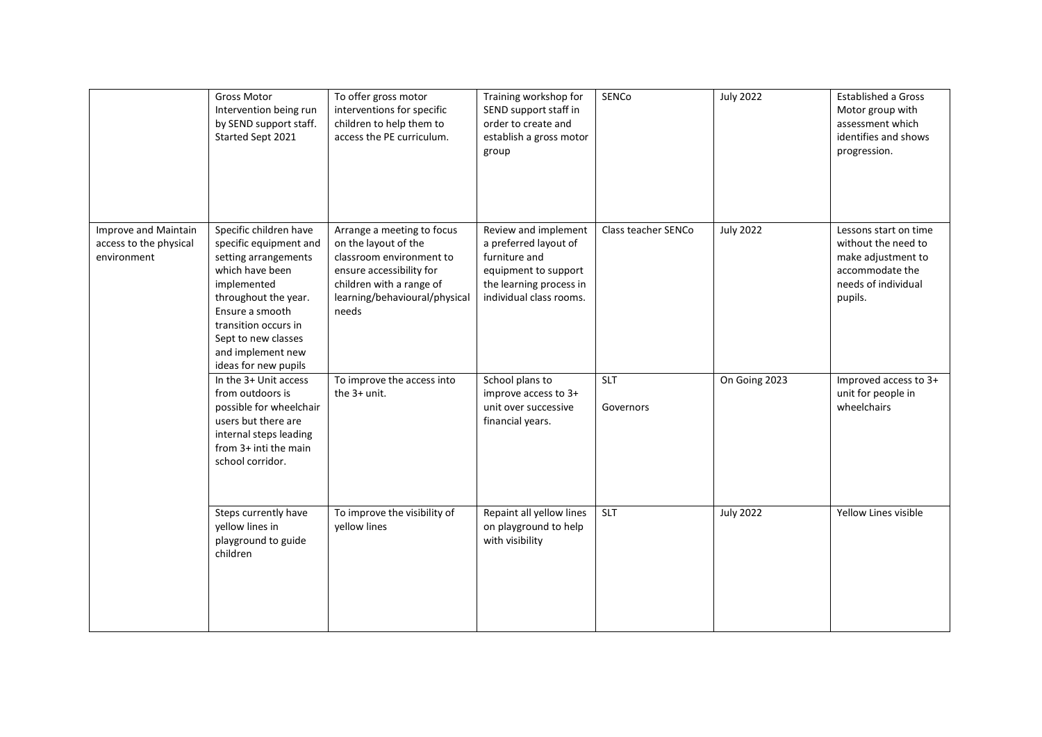| | | | | | | |
|---|---|---|---|---|---|---|
| | Gross Motor Intervention being run by SEND support staff. Started Sept 2021 | To offer gross motor interventions for specific children to help them to access the PE curriculum. | Training workshop for SEND support staff in order to create and establish a gross motor group | SENCo | July 2022 | Established a Gross Motor group with assessment which identifies and shows progression. |
| Improve and Maintain access to the physical environment | Specific children have specific equipment and setting arrangements which have been implemented throughout the year. Ensure a smooth transition occurs in Sept to new classes and implement new ideas for new pupils | Arrange a meeting to focus on the layout of the classroom environment to ensure accessibility for children with a range of learning/behavioural/physical needs | Review and implement a preferred layout of furniture and equipment to support the learning process in individual class rooms. | Class teacher SENCo | July 2022 | Lessons start on time without the need to make adjustment to accommodate the needs of individual pupils. |
| | In the 3+ Unit access from outdoors is possible for wheelchair users but there are internal steps leading from 3+ inti the main school corridor. | To improve the access into the 3+ unit. | School plans to improve access to 3+ unit over successive financial years. | SLT<br>Governors | On Going 2023 | Improved access to 3+ unit for people in wheelchairs |
| | Steps currently have yellow lines in playground to guide children | To improve the visibility of yellow lines | Repaint all yellow lines on playground to help with visibility | SLT | July 2022 | Yellow Lines visible |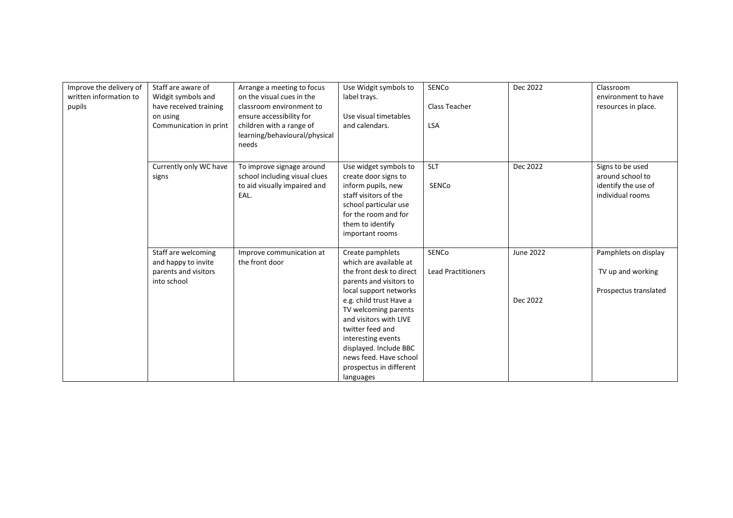| Improve the delivery of written information to pupils | Staff are aware of Widgit symbols and have received training on using Communication in print | Arrange a meeting to focus on the visual cues in the classroom environment to ensure accessibility for children with a range of learning/behavioural/physical needs | Use Widgit symbols to label trays.<br><br>Use visual timetables and calendars. | SENCo<br><br>Class Teacher<br><br>LSA | Dec 2022 | Classroom environment to have resources in place. |
|---|---|---|---|---|---|---|
| | Currently only WC have signs | To improve signage around school including visual clues to aid visually impaired and EAL. | Use widget symbols to create door signs to inform pupils, new staff visitors of the school particular use for the room and for them to identify important rooms | SLT<br><br>SENCo | Dec 2022 | Signs to be used around school to identify the use of individual rooms |
| | Staff are welcoming and happy to invite parents and visitors into school | Improve communication at the front door | Create pamphlets which are available at the front desk to direct parents and visitors to local support networks e.g. child trust Have a TV welcoming parents and visitors with LIVE twitter feed and interesting events displayed. Include BBC news feed. Have school prospectus in different languages | SENCo<br><br>Lead Practitioners | June 2022<br><br><br><br>Dec 2022 | Pamphlets on display<br><br>TV up and working<br><br>Prospectus translated |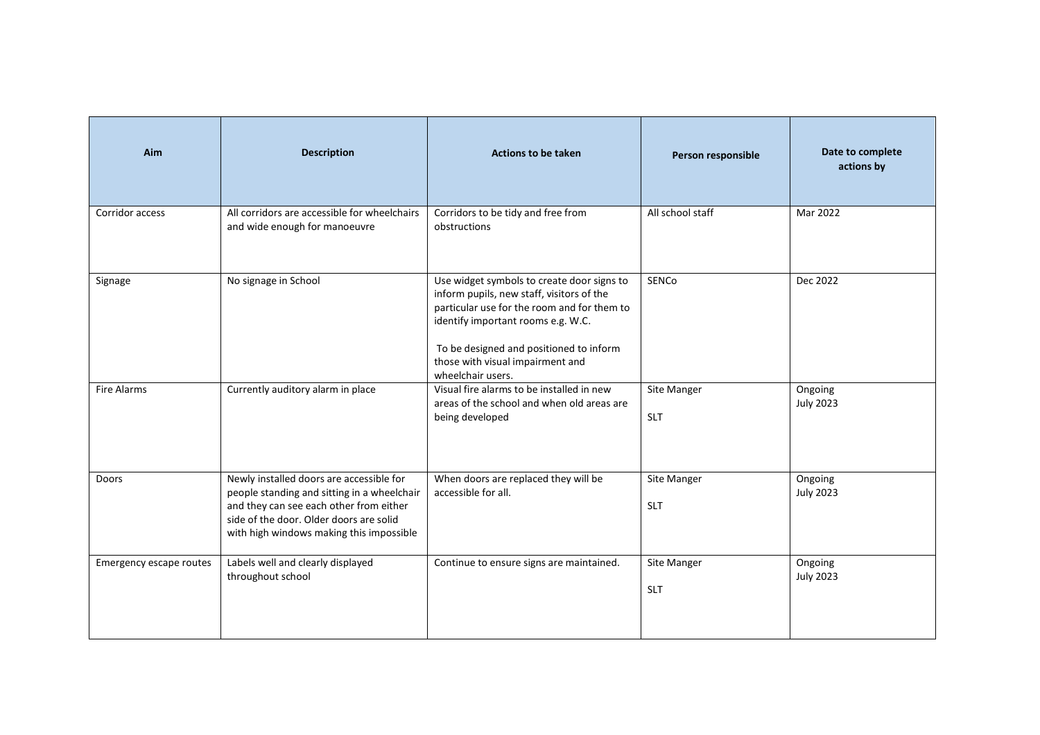| Aim | Description | Actions to be taken | Person responsible | Date to complete actions by |
| --- | --- | --- | --- | --- |
| Corridor access | All corridors are accessible for wheelchairs and wide enough for manoeuvre | Corridors to be tidy and free from obstructions | All school staff | Mar 2022 |
| Signage | No signage in School | Use widget symbols to create door signs to inform pupils, new staff, visitors of the particular use for the room and for them to identify important rooms e.g. W.C.<br><br>To be designed and positioned to inform those with visual impairment and wheelchair users. | SENCo | Dec 2022 |
| Fire Alarms | Currently auditory alarm in place | Visual fire alarms to be installed in new areas of the school and when old areas are being developed | Site Manger<br><br>SLT | Ongoing<br>July 2023 |
| Doors | Newly installed doors are accessible for people standing and sitting in a wheelchair and they can see each other from either side of the door. Older doors are solid with high windows making this impossible | When doors are replaced they will be accessible for all. | Site Manger<br><br>SLT | Ongoing<br>July 2023 |
| Emergency escape routes | Labels well and clearly displayed throughout school | Continue to ensure signs are maintained. | Site Manger<br><br>SLT | Ongoing<br>July 2023 |